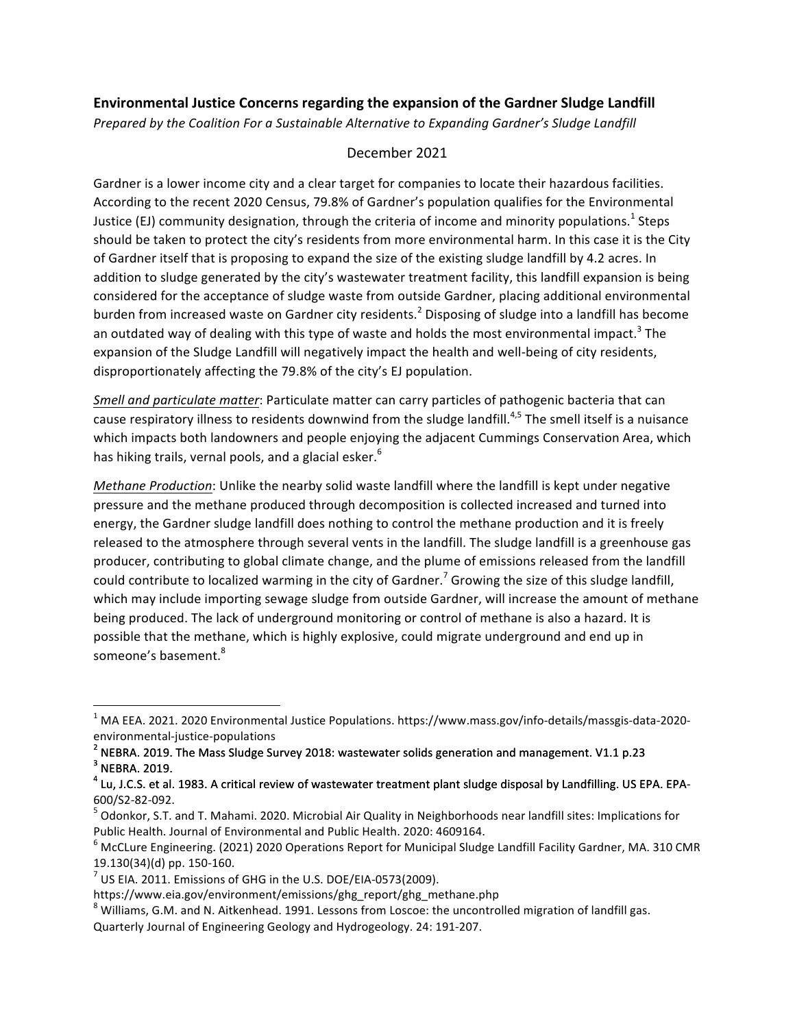**Environmental Justice Concerns regarding the expansion of the Gardner Sludge Landfill**

*Prepared by the Coalition For a Sustainable Alternative to Expanding Gardner's Sludge Landfill*

December 2021

Gardner is a lower income city and a clear target for companies to locate their hazardous facilities. According to the recent 2020 Census, 79.8% of Gardner's population qualifies for the Environmental Justice (EJ) community designation, through the criteria of income and minority populations.[1] Steps should be taken to protect the city's residents from more environmental harm. In this case it is the City of Gardner itself that is proposing to expand the size of the existing sludge landfill by 4.2 acres. In addition to sludge generated by the city's wastewater treatment facility, this landfill expansion is being considered for the acceptance of sludge waste from outside Gardner, placing additional environmental burden from increased waste on Gardner city residents.[2] Disposing of sludge into a landfill has become an outdated way of dealing with this type of waste and holds the most environmental impact.[3] The expansion of the Sludge Landfill will negatively impact the health and well-being of city residents, disproportionately affecting the 79.8% of the city's EJ population.

*Smell and particulate matter*: Particulate matter can carry particles of pathogenic bacteria that can cause respiratory illness to residents downwind from the sludge landfill.[4,5] The smell itself is a nuisance which impacts both landowners and people enjoying the adjacent Cummings Conservation Area, which has hiking trails, vernal pools, and a glacial esker.[6]

*Methane Production*: Unlike the nearby solid waste landfill where the landfill is kept under negative pressure and the methane produced through decomposition is collected increased and turned into energy, the Gardner sludge landfill does nothing to control the methane production and it is freely released to the atmosphere through several vents in the landfill. The sludge landfill is a greenhouse gas producer, contributing to global climate change, and the plume of emissions released from the landfill could contribute to localized warming in the city of Gardner.[7] Growing the size of this sludge landfill, which may include importing sewage sludge from outside Gardner, will increase the amount of methane being produced. The lack of underground monitoring or control of methane is also a hazard. It is possible that the methane, which is highly explosive, could migrate underground and end up in someone's basement.[8]

---

[1] MA EEA. 2021. 2020 Environmental Justice Populations. https://www.mass.gov/info-details/massgis-data-2020-environmental-justice-populations

[2] NEBRA. 2019. The Mass Sludge Survey 2018: wastewater solids generation and management. V1.1 p.23

[3] NEBRA. 2019.

[4] Lu, J.C.S. et al. 1983. A critical review of wastewater treatment plant sludge disposal by Landfilling. US EPA. EPA-600/S2-82-092.

[5] Odonkor, S.T. and T. Mahami. 2020. Microbial Air Quality in Neighborhoods near landfill sites: Implications for Public Health. Journal of Environmental and Public Health. 2020: 4609164.

[6] McCLure Engineering. (2021) 2020 Operations Report for Municipal Sludge Landfill Facility Gardner, MA. 310 CMR 19.130(34)(d) pp. 150-160.

[7] US EIA. 2011. Emissions of GHG in the U.S. DOE/EIA-0573(2009). https://www.eia.gov/environment/emissions/ghg_report/ghg_methane.php

[8] Williams, G.M. and N. Aitkenhead. 1991. Lessons from Loscoe: the uncontrolled migration of landfill gas. Quarterly Journal of Engineering Geology and Hydrogeology. 24: 191-207.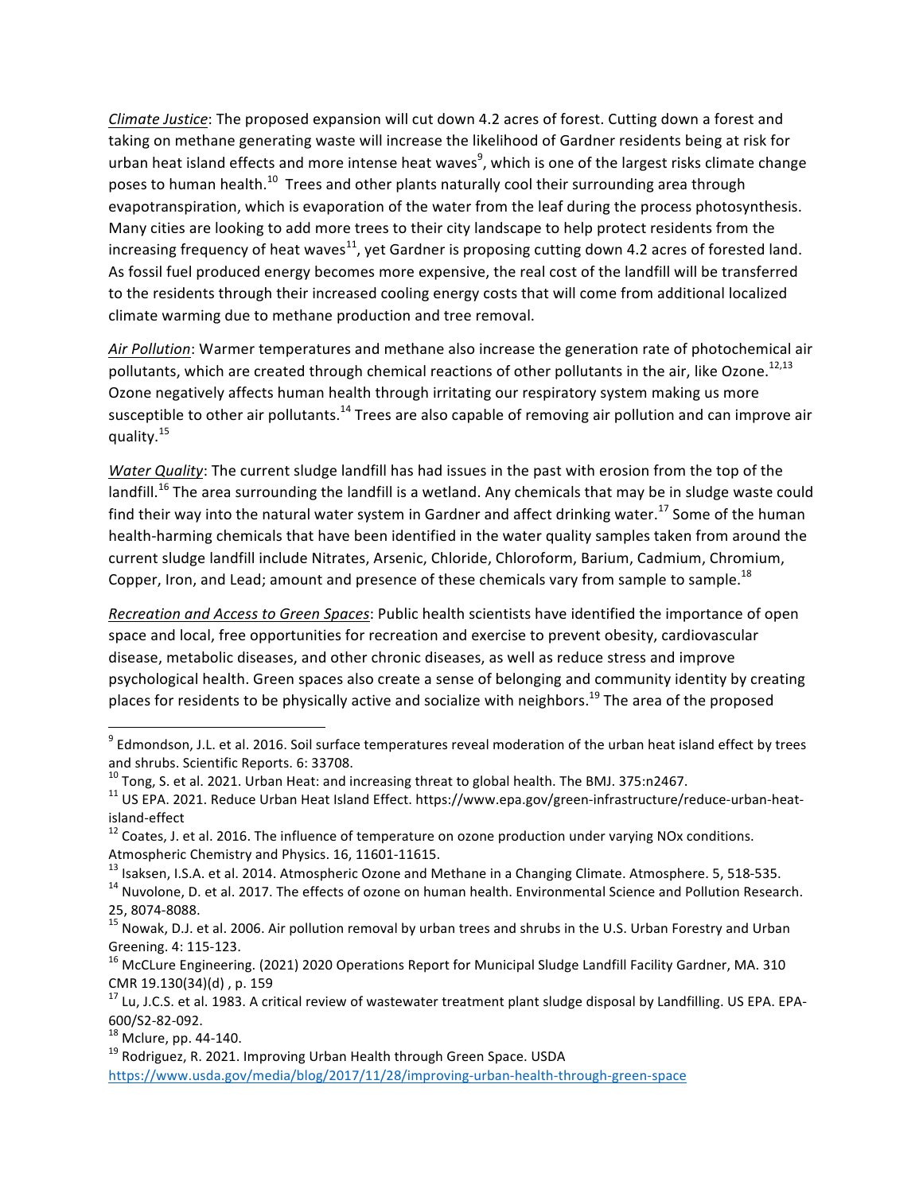*Climate Justice*: The proposed expansion will cut down 4.2 acres of forest. Cutting down a forest and taking on methane generating waste will increase the likelihood of Gardner residents being at risk for urban heat island effects and more intense heat waves[9], which is one of the largest risks climate change poses to human health.[10] Trees and other plants naturally cool their surrounding area through evapotranspiration, which is evaporation of the water from the leaf during the process photosynthesis. Many cities are looking to add more trees to their city landscape to help protect residents from the increasing frequency of heat waves[11], yet Gardner is proposing cutting down 4.2 acres of forested land. As fossil fuel produced energy becomes more expensive, the real cost of the landfill will be transferred to the residents through their increased cooling energy costs that will come from additional localized climate warming due to methane production and tree removal.

*Air Pollution*: Warmer temperatures and methane also increase the generation rate of photochemical air pollutants, which are created through chemical reactions of other pollutants in the air, like Ozone.[12,13] Ozone negatively affects human health through irritating our respiratory system making us more susceptible to other air pollutants.[14] Trees are also capable of removing air pollution and can improve air quality.[15]

*Water Quality*: The current sludge landfill has had issues in the past with erosion from the top of the landfill.[16] The area surrounding the landfill is a wetland. Any chemicals that may be in sludge waste could find their way into the natural water system in Gardner and affect drinking water.[17] Some of the human health-harming chemicals that have been identified in the water quality samples taken from around the current sludge landfill include Nitrates, Arsenic, Chloride, Chloroform, Barium, Cadmium, Chromium, Copper, Iron, and Lead; amount and presence of these chemicals vary from sample to sample.[18]

*Recreation and Access to Green Spaces*: Public health scientists have identified the importance of open space and local, free opportunities for recreation and exercise to prevent obesity, cardiovascular disease, metabolic diseases, and other chronic diseases, as well as reduce stress and improve psychological health. Green spaces also create a sense of belonging and community identity by creating places for residents to be physically active and socialize with neighbors.[19] The area of the proposed

---

[9] Edmondson, J.L. et al. 2016. Soil surface temperatures reveal moderation of the urban heat island effect by trees and shrubs. Scientific Reports. 6: 33708.

[10] Tong, S. et al. 2021. Urban Heat: and increasing threat to global health. The BMJ. 375:n2467.

[11] US EPA. 2021. Reduce Urban Heat Island Effect. https://www.epa.gov/green-infrastructure/reduce-urban-heat-island-effect

[12] Coates, J. et al. 2016. The influence of temperature on ozone production under varying NOx conditions. Atmospheric Chemistry and Physics. 16, 11601-11615.

[13] Isaksen, I.S.A. et al. 2014. Atmospheric Ozone and Methane in a Changing Climate. Atmosphere. 5, 518-535.

[14] Nuvolone, D. et al. 2017. The effects of ozone on human health. Environmental Science and Pollution Research. 25, 8074-8088.

[15] Nowak, D.J. et al. 2006. Air pollution removal by urban trees and shrubs in the U.S. Urban Forestry and Urban Greening. 4: 115-123.

[16] McCLure Engineering. (2021) 2020 Operations Report for Municipal Sludge Landfill Facility Gardner, MA. 310 CMR 19.130(34)(d) , p. 159

[17] Lu, J.C.S. et al. 1983. A critical review of wastewater treatment plant sludge disposal by Landfilling. US EPA. EPA-600/S2-82-092.

[18] Mclure, pp. 44-140.

[19] Rodriguez, R. 2021. Improving Urban Health through Green Space. USDA https://www.usda.gov/media/blog/2017/11/28/improving-urban-health-through-green-space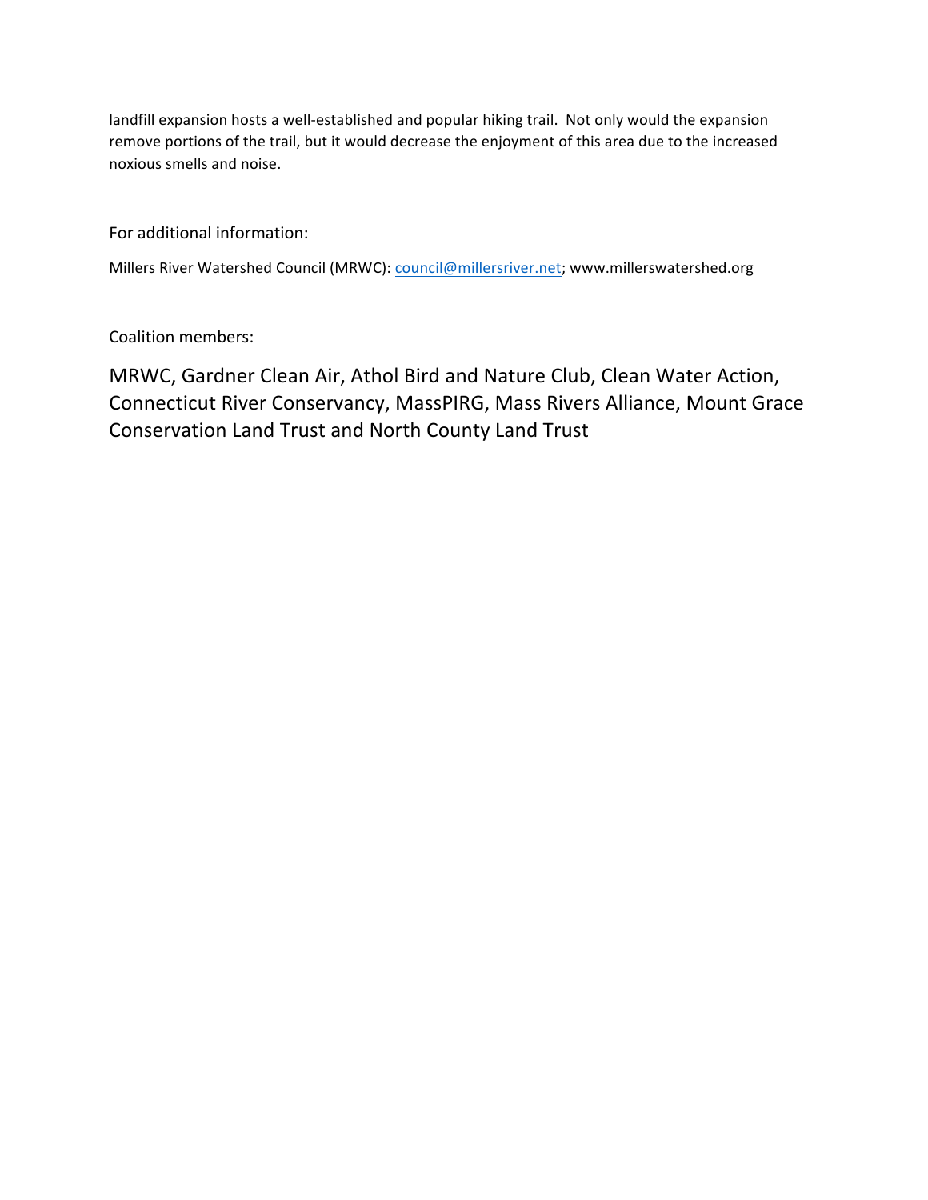landfill expansion hosts a well-established and popular hiking trail. Not only would the expansion remove portions of the trail, but it would decrease the enjoyment of this area due to the increased noxious smells and noise.

<u>For additional information:</u>

Millers River Watershed Council (MRWC): council@millersriver.net; www.millerswatershed.org

<u>Coalition members:</u>

MRWC, Gardner Clean Air, Athol Bird and Nature Club, Clean Water Action, Connecticut River Conservancy, MassPIRG, Mass Rivers Alliance, Mount Grace Conservation Land Trust and North County Land Trust